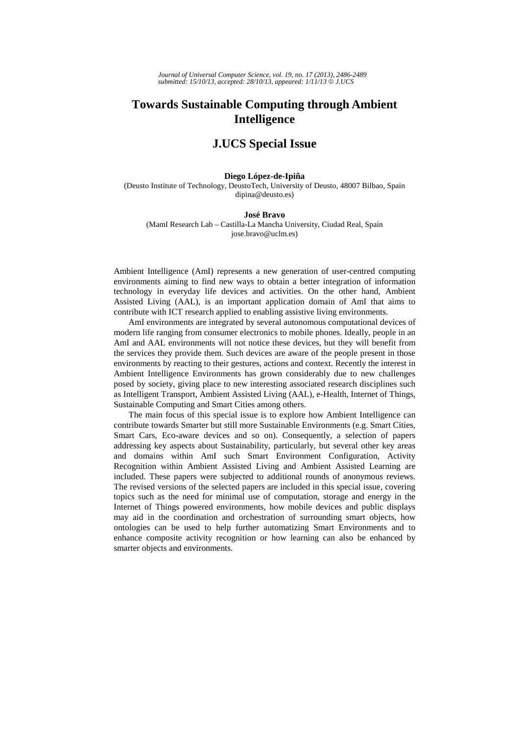# Towards Sustainable Computing through Ambient Intelligence

## J.UCS Special Issue

**Diego López-de-Ipiña**  
(Deusto Institute of Technology, DeustoTech, University of Deusto, 48007 Bilbao, Spain  
dipina@deusto.es)

**José Bravo**  
(MamI Research Lab – Castilla-La Mancha University, Ciudad Real, Spain  
jose.bravo@uclm.es)

Ambient Intelligence (AmI) represents a new generation of user-centred computing environments aiming to find new ways to obtain a better integration of information technology in everyday life devices and activities. On the other hand, Ambient Assisted Living (AAL), is an important application domain of AmI that aims to contribute with ICT research applied to enabling assistive living environments.

AmI environments are integrated by several autonomous computational devices of modern life ranging from consumer electronics to mobile phones. Ideally, people in an AmI and AAL environments will not notice these devices, but they will benefit from the services they provide them. Such devices are aware of the people present in those environments by reacting to their gestures, actions and context. Recently the interest in Ambient Intelligence Environments has grown considerably due to new challenges posed by society, giving place to new interesting associated research disciplines such as Intelligent Transport, Ambient Assisted Living (AAL), e-Health, Internet of Things, Sustainable Computing and Smart Cities among others.

The main focus of this special issue is to explore how Ambient Intelligence can contribute towards Smarter but still more Sustainable Environments (e.g. Smart Cities, Smart Cars, Eco-aware devices and so on). Consequently, a selection of papers addressing key aspects about Sustainability, particularly, but several other key areas and domains within AmI such Smart Environment Configuration, Activity Recognition within Ambient Assisted Living and Ambient Assisted Learning are included. These papers were subjected to additional rounds of anonymous reviews. The revised versions of the selected papers are included in this special issue, covering topics such as the need for minimal use of computation, storage and energy in the Internet of Things powered environments, how mobile devices and public displays may aid in the coordination and orchestration of surrounding smart objects, how ontologies can be used to help further automatizing Smart Environments and to enhance composite activity recognition or how learning can also be enhanced by smarter objects and environments.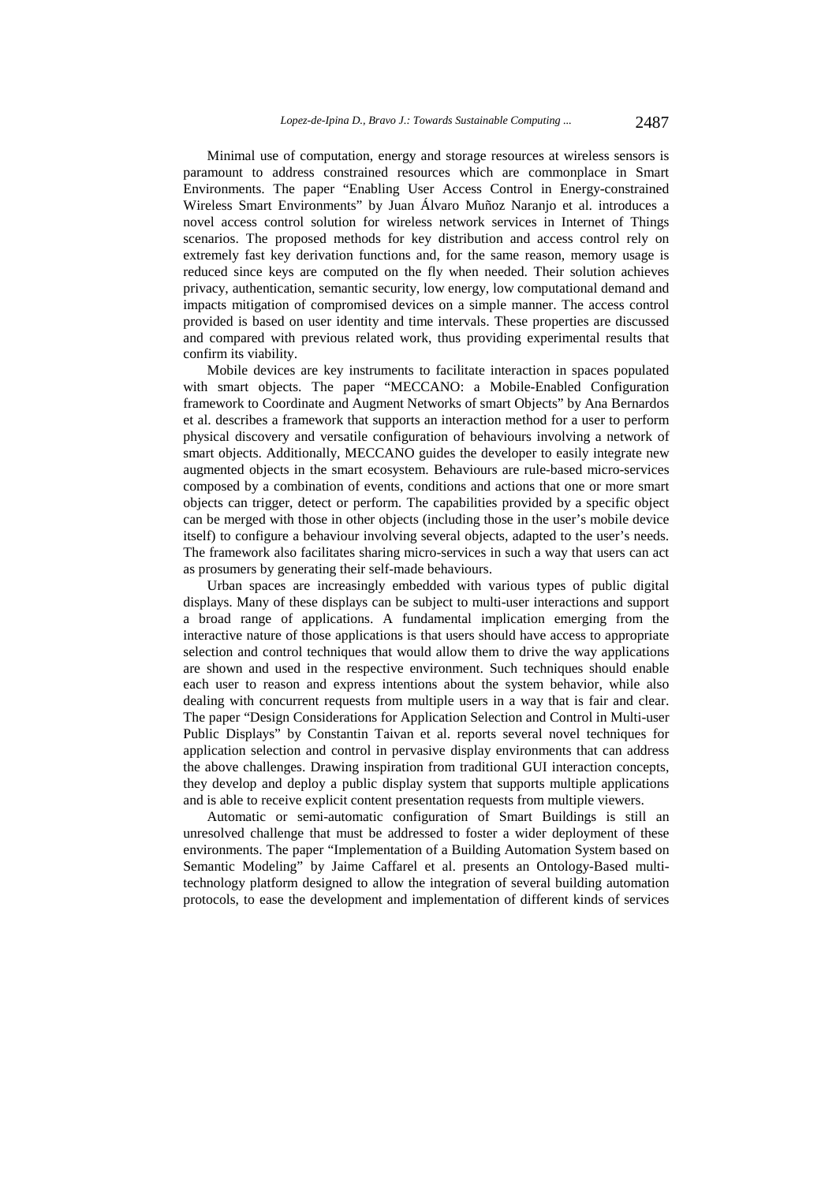Minimal use of computation, energy and storage resources at wireless sensors is paramount to address constrained resources which are commonplace in Smart Environments. The paper "Enabling User Access Control in Energy-constrained Wireless Smart Environments" by Juan Álvaro Muñoz Naranjo et al. introduces a novel access control solution for wireless network services in Internet of Things scenarios. The proposed methods for key distribution and access control rely on extremely fast key derivation functions and, for the same reason, memory usage is reduced since keys are computed on the fly when needed. Their solution achieves privacy, authentication, semantic security, low energy, low computational demand and impacts mitigation of compromised devices on a simple manner. The access control provided is based on user identity and time intervals. These properties are discussed and compared with previous related work, thus providing experimental results that confirm its viability.

Mobile devices are key instruments to facilitate interaction in spaces populated with smart objects. The paper "MECCANO: a Mobile-Enabled Configuration framework to Coordinate and Augment Networks of smart Objects" by Ana Bernardos et al. describes a framework that supports an interaction method for a user to perform physical discovery and versatile configuration of behaviours involving a network of smart objects. Additionally, MECCANO guides the developer to easily integrate new augmented objects in the smart ecosystem. Behaviours are rule-based micro-services composed by a combination of events, conditions and actions that one or more smart objects can trigger, detect or perform. The capabilities provided by a specific object can be merged with those in other objects (including those in the user's mobile device itself) to configure a behaviour involving several objects, adapted to the user's needs. The framework also facilitates sharing micro-services in such a way that users can act as prosumers by generating their self-made behaviours.

Urban spaces are increasingly embedded with various types of public digital displays. Many of these displays can be subject to multi-user interactions and support a broad range of applications. A fundamental implication emerging from the interactive nature of those applications is that users should have access to appropriate selection and control techniques that would allow them to drive the way applications are shown and used in the respective environment. Such techniques should enable each user to reason and express intentions about the system behavior, while also dealing with concurrent requests from multiple users in a way that is fair and clear. The paper "Design Considerations for Application Selection and Control in Multi-user Public Displays" by Constantin Taivan et al. reports several novel techniques for application selection and control in pervasive display environments that can address the above challenges. Drawing inspiration from traditional GUI interaction concepts, they develop and deploy a public display system that supports multiple applications and is able to receive explicit content presentation requests from multiple viewers.

Automatic or semi-automatic configuration of Smart Buildings is still an unresolved challenge that must be addressed to foster a wider deployment of these environments. The paper "Implementation of a Building Automation System based on Semantic Modeling" by Jaime Caffarel et al. presents an Ontology-Based multi-technology platform designed to allow the integration of several building automation protocols, to ease the development and implementation of different kinds of services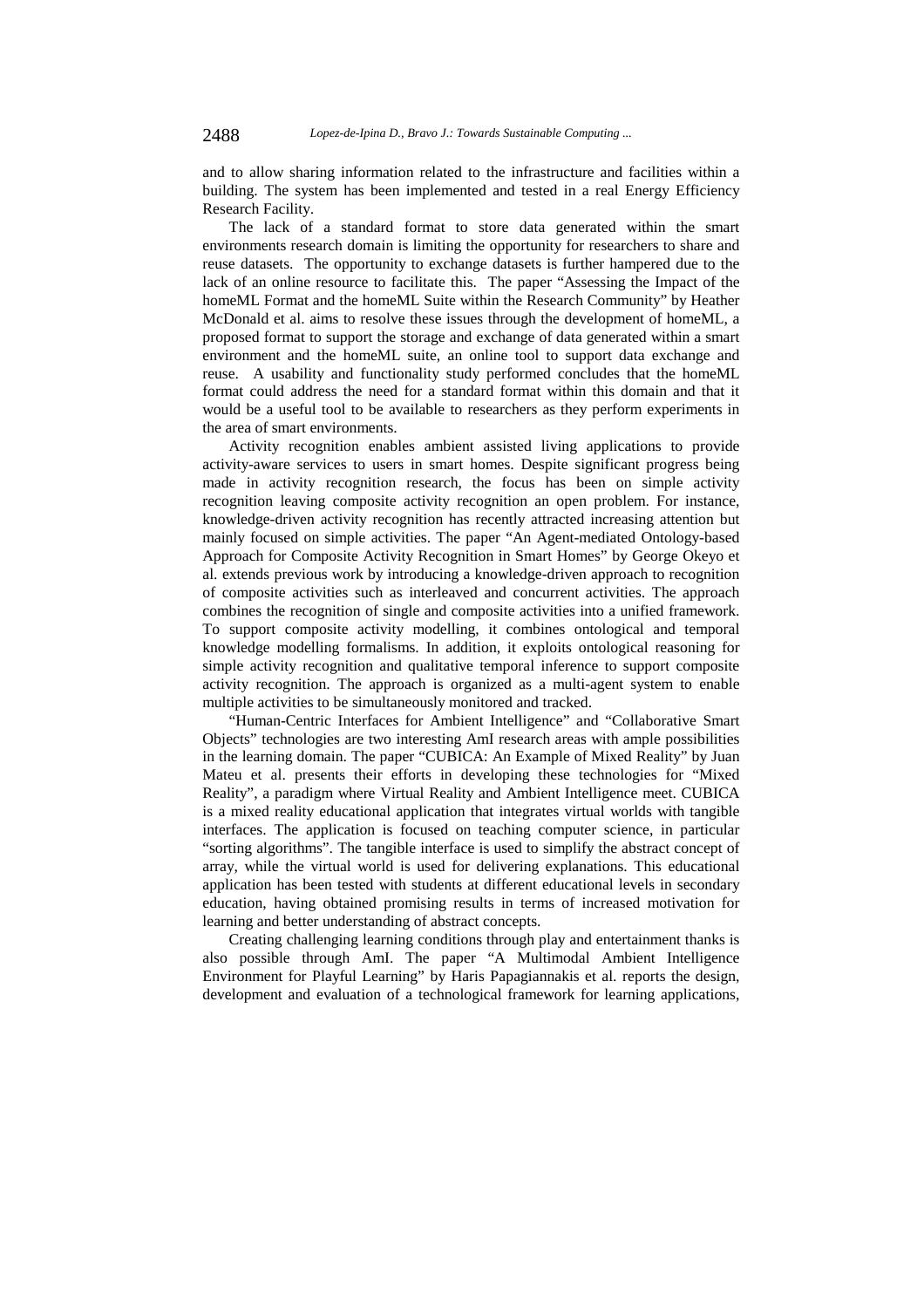and to allow sharing information related to the infrastructure and facilities within a building. The system has been implemented and tested in a real Energy Efficiency Research Facility.

The lack of a standard format to store data generated within the smart environments research domain is limiting the opportunity for researchers to share and reuse datasets. The opportunity to exchange datasets is further hampered due to the lack of an online resource to facilitate this. The paper "Assessing the Impact of the homeML Format and the homeML Suite within the Research Community" by Heather McDonald et al. aims to resolve these issues through the development of homeML, a proposed format to support the storage and exchange of data generated within a smart environment and the homeML suite, an online tool to support data exchange and reuse. A usability and functionality study performed concludes that the homeML format could address the need for a standard format within this domain and that it would be a useful tool to be available to researchers as they perform experiments in the area of smart environments.

Activity recognition enables ambient assisted living applications to provide activity-aware services to users in smart homes. Despite significant progress being made in activity recognition research, the focus has been on simple activity recognition leaving composite activity recognition an open problem. For instance, knowledge-driven activity recognition has recently attracted increasing attention but mainly focused on simple activities. The paper "An Agent-mediated Ontology-based Approach for Composite Activity Recognition in Smart Homes" by George Okeyo et al. extends previous work by introducing a knowledge-driven approach to recognition of composite activities such as interleaved and concurrent activities. The approach combines the recognition of single and composite activities into a unified framework. To support composite activity modelling, it combines ontological and temporal knowledge modelling formalisms. In addition, it exploits ontological reasoning for simple activity recognition and qualitative temporal inference to support composite activity recognition. The approach is organized as a multi-agent system to enable multiple activities to be simultaneously monitored and tracked.

"Human-Centric Interfaces for Ambient Intelligence" and "Collaborative Smart Objects" technologies are two interesting AmI research areas with ample possibilities in the learning domain. The paper "CUBICA: An Example of Mixed Reality" by Juan Mateu et al. presents their efforts in developing these technologies for "Mixed Reality", a paradigm where Virtual Reality and Ambient Intelligence meet. CUBICA is a mixed reality educational application that integrates virtual worlds with tangible interfaces. The application is focused on teaching computer science, in particular "sorting algorithms". The tangible interface is used to simplify the abstract concept of array, while the virtual world is used for delivering explanations. This educational application has been tested with students at different educational levels in secondary education, having obtained promising results in terms of increased motivation for learning and better understanding of abstract concepts.

Creating challenging learning conditions through play and entertainment thanks is also possible through AmI. The paper "A Multimodal Ambient Intelligence Environment for Playful Learning" by Haris Papagiannakis et al. reports the design, development and evaluation of a technological framework for learning applications,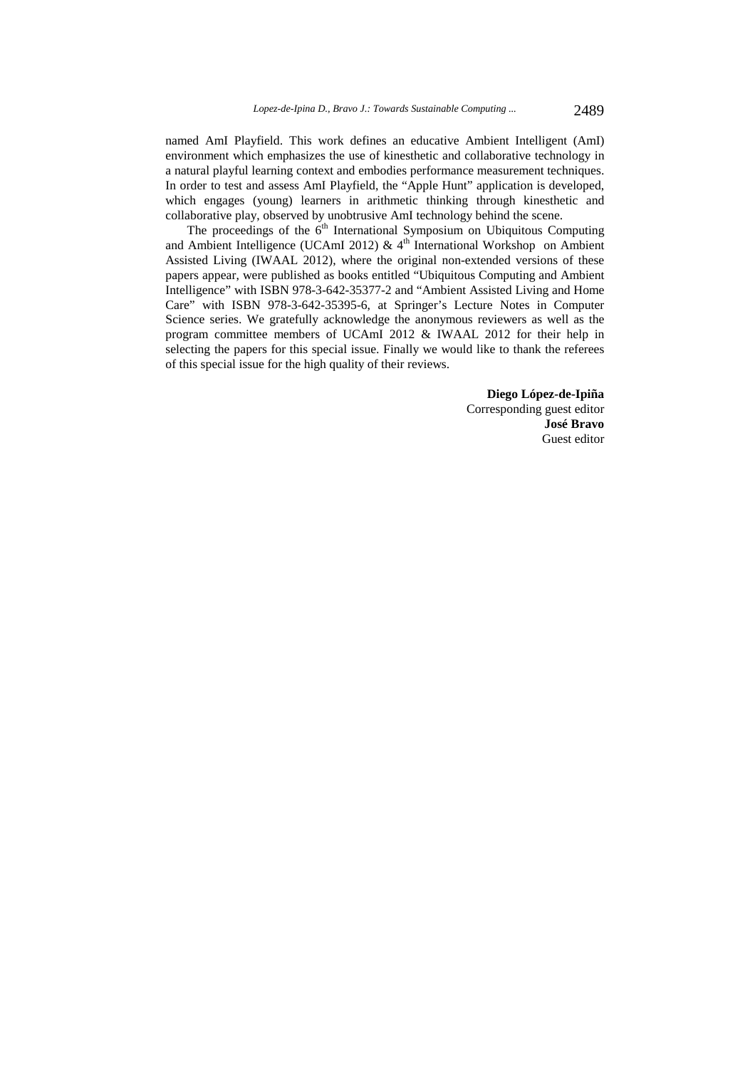named AmI Playfield. This work defines an educative Ambient Intelligent (AmI) environment which emphasizes the use of kinesthetic and collaborative technology in a natural playful learning context and embodies performance measurement techniques. In order to test and assess AmI Playfield, the "Apple Hunt" application is developed, which engages (young) learners in arithmetic thinking through kinesthetic and collaborative play, observed by unobtrusive AmI technology behind the scene.

The proceedings of the 6th International Symposium on Ubiquitous Computing and Ambient Intelligence (UCAmI 2012) & 4th International Workshop on Ambient Assisted Living (IWAAL 2012), where the original non-extended versions of these papers appear, were published as books entitled "Ubiquitous Computing and Ambient Intelligence" with ISBN 978-3-642-35377-2 and "Ambient Assisted Living and Home Care" with ISBN 978-3-642-35395-6, at Springer's Lecture Notes in Computer Science series. We gratefully acknowledge the anonymous reviewers as well as the program committee members of UCAmI 2012 & IWAAL 2012 for their help in selecting the papers for this special issue. Finally we would like to thank the referees of this special issue for the high quality of their reviews.

**Diego López-de-Ipiña**
Corresponding guest editor
**José Bravo**
Guest editor